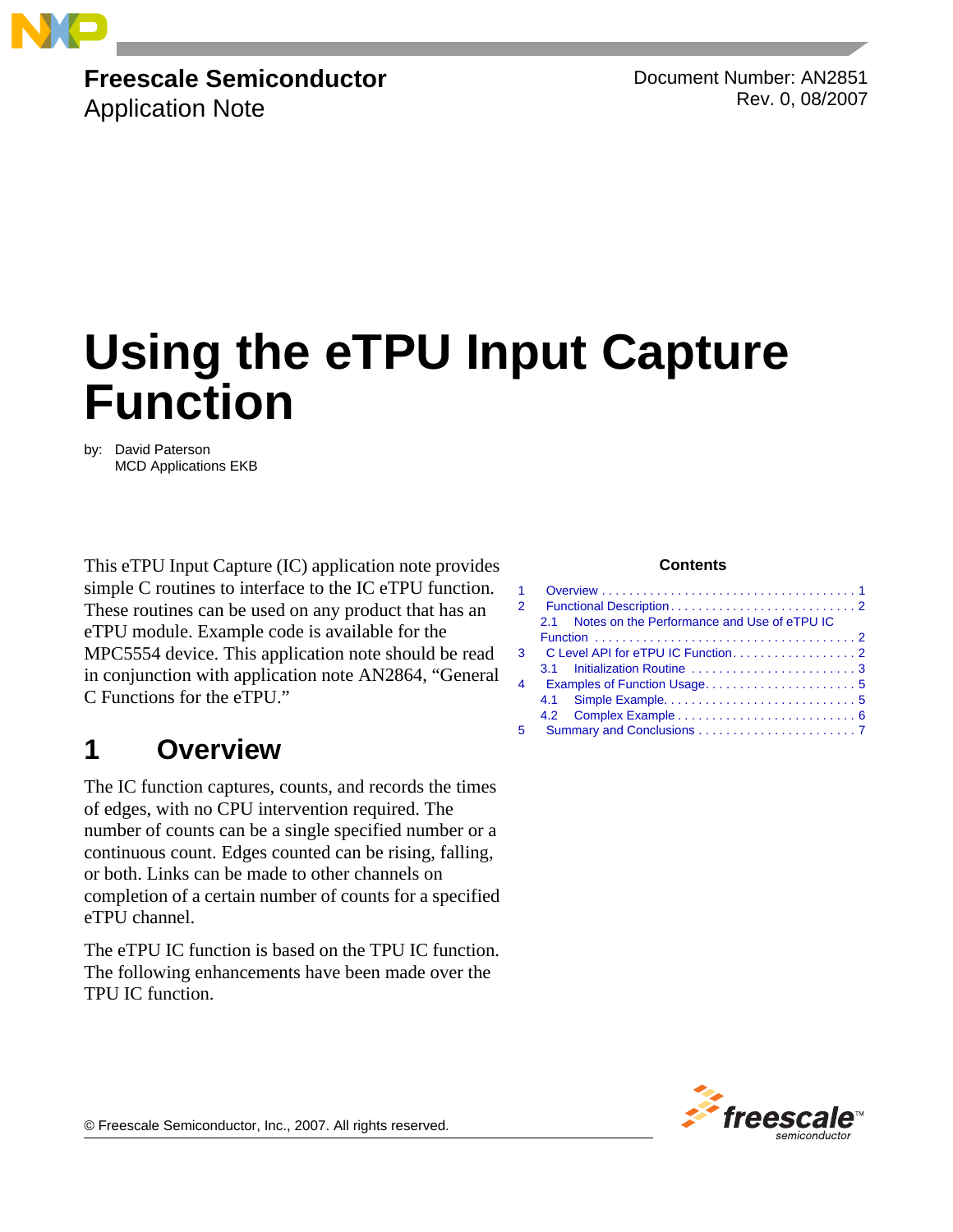**Freescale Semiconductor**
Application Note

Document Number: AN2851
Rev. 0, 08/2007

# Using the eTPU Input Capture Function

by: David Paterson
MCD Applications EKB

This eTPU Input Capture (IC) application note provides simple C routines to interface to the IC eTPU function. These routines can be used on any product that has an eTPU module. Example code is available for the MPC5554 device. This application note should be read in conjunction with application note AN2864, "General C Functions for the eTPU."

**Contents**

1 Overview . . . . . . . . . . . . . . . . . . . . . . . . . . . . . . . . . . . . . . 1
2 Functional Description . . . . . . . . . . . . . . . . . . . . . . . . . . . 2
2.1 Notes on the Performance and Use of eTPU IC Function . . . . . . . . . . . . . . . . . . . . . . . . . . . . . . . . . . . . . . 2
3 C Level API for eTPU IC Function . . . . . . . . . . . . . . . . . . 2
3.1 Initialization Routine . . . . . . . . . . . . . . . . . . . . . . . . . 3
4 Examples of Function Usage . . . . . . . . . . . . . . . . . . . . . . 5
4.1 Simple Example . . . . . . . . . . . . . . . . . . . . . . . . . . . . 5
4.2 Complex Example . . . . . . . . . . . . . . . . . . . . . . . . . . 6
5 Summary and Conclusions . . . . . . . . . . . . . . . . . . . . . . . 7

## 1 Overview

The IC function captures, counts, and records the times of edges, with no CPU intervention required. The number of counts can be a single specified number or a continuous count. Edges counted can be rising, falling, or both. Links can be made to other channels on completion of a certain number of counts for a specified eTPU channel.

The eTPU IC function is based on the TPU IC function. The following enhancements have been made over the TPU IC function.

© Freescale Semiconductor, Inc., 2007. All rights reserved.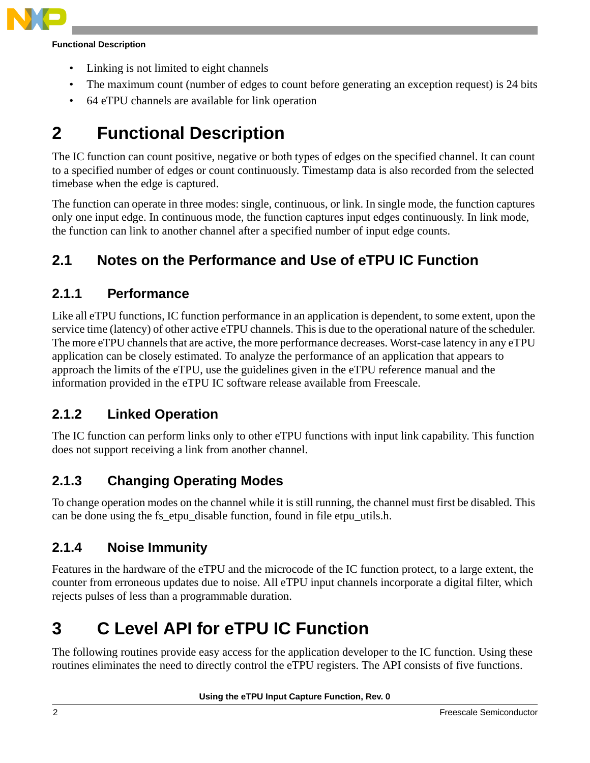- Linking is not limited to eight channels
- The maximum count (number of edges to count before generating an exception request) is 24 bits
- 64 eTPU channels are available for link operation

# 2 Functional Description

The IC function can count positive, negative or both types of edges on the specified channel. It can count to a specified number of edges or count continuously. Timestamp data is also recorded from the selected timebase when the edge is captured.

The function can operate in three modes: single, continuous, or link. In single mode, the function captures only one input edge. In continuous mode, the function captures input edges continuously. In link mode, the function can link to another channel after a specified number of input edge counts.

## 2.1 Notes on the Performance and Use of eTPU IC Function

### 2.1.1 Performance

Like all eTPU functions, IC function performance in an application is dependent, to some extent, upon the service time (latency) of other active eTPU channels. This is due to the operational nature of the scheduler. The more eTPU channels that are active, the more performance decreases. Worst-case latency in any eTPU application can be closely estimated. To analyze the performance of an application that appears to approach the limits of the eTPU, use the guidelines given in the eTPU reference manual and the information provided in the eTPU IC software release available from Freescale.

### 2.1.2 Linked Operation

The IC function can perform links only to other eTPU functions with input link capability. This function does not support receiving a link from another channel.

### 2.1.3 Changing Operating Modes

To change operation modes on the channel while it is still running, the channel must first be disabled. This can be done using the fs_etpu_disable function, found in file etpu_utils.h.

### 2.1.4 Noise Immunity

Features in the hardware of the eTPU and the microcode of the IC function protect, to a large extent, the counter from erroneous updates due to noise. All eTPU input channels incorporate a digital filter, which rejects pulses of less than a programmable duration.

# 3 C Level API for eTPU IC Function

The following routines provide easy access for the application developer to the IC function. Using these routines eliminates the need to directly control the eTPU registers. The API consists of five functions.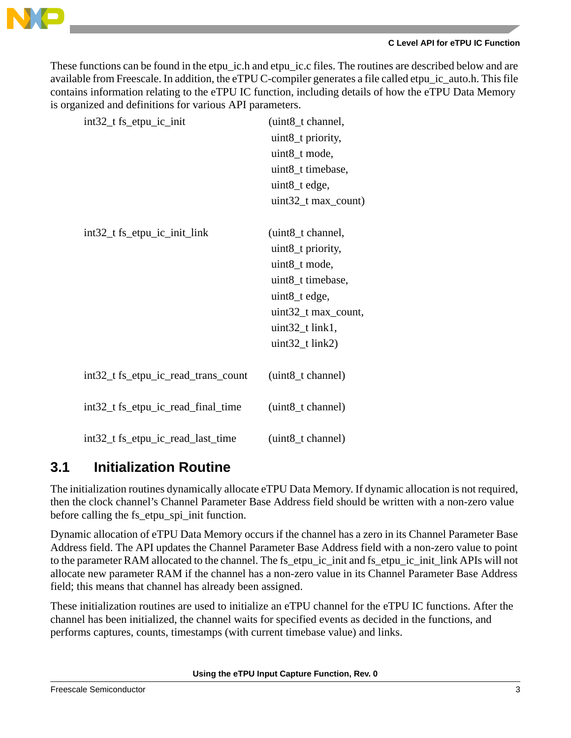These functions can be found in the etpu_ic.h and etpu_ic.c files. The routines are described below and are available from Freescale. In addition, the eTPU C-compiler generates a file called etpu_ic_auto.h. This file contains information relating to the eTPU IC function, including details of how the eTPU Data Memory is organized and definitions for various API parameters.

```
int32_t fs_etpu_ic_init                (uint8_t channel,
                                        uint8_t priority,
                                        uint8_t mode,
                                        uint8_t timebase,
                                        uint8_t edge,
                                        uint32_t max_count)

int32_t fs_etpu_ic_init_link           (uint8_t channel,
                                        uint8_t priority,
                                        uint8_t mode,
                                        uint8_t timebase,
                                        uint8_t edge,
                                        uint32_t max_count,
                                        uint32_t link1,
                                        uint32_t link2)

int32_t fs_etpu_ic_read_trans_count    (uint8_t channel)

int32_t fs_etpu_ic_read_final_time     (uint8_t channel)

int32_t fs_etpu_ic_read_last_time      (uint8_t channel)
```

## 3.1 Initialization Routine

The initialization routines dynamically allocate eTPU Data Memory. If dynamic allocation is not required, then the clock channel's Channel Parameter Base Address field should be written with a non-zero value before calling the fs_etpu_spi_init function.

Dynamic allocation of eTPU Data Memory occurs if the channel has a zero in its Channel Parameter Base Address field. The API updates the Channel Parameter Base Address field with a non-zero value to point to the parameter RAM allocated to the channel. The fs_etpu_ic_init and fs_etpu_ic_init_link APIs will not allocate new parameter RAM if the channel has a non-zero value in its Channel Parameter Base Address field; this means that channel has already been assigned.

These initialization routines are used to initialize an eTPU channel for the eTPU IC functions. After the channel has been initialized, the channel waits for specified events as decided in the functions, and performs captures, counts, timestamps (with current timebase value) and links.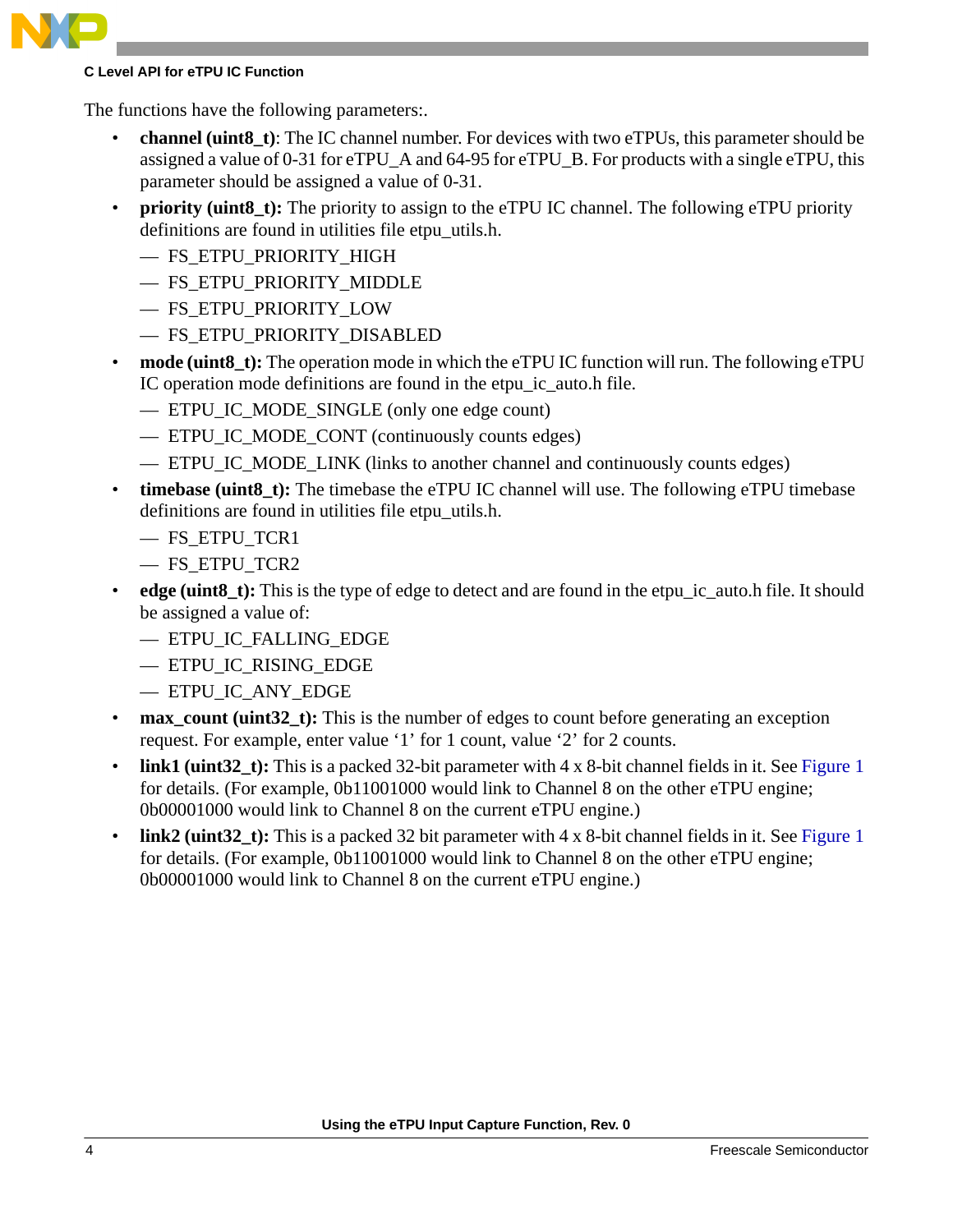The functions have the following parameters:.

- **channel (uint8_t)**: The IC channel number. For devices with two eTPUs, this parameter should be assigned a value of 0-31 for eTPU_A and 64-95 for eTPU_B. For products with a single eTPU, this parameter should be assigned a value of 0-31.
- **priority (uint8_t):** The priority to assign to the eTPU IC channel. The following eTPU priority definitions are found in utilities file etpu_utils.h.
  - — FS_ETPU_PRIORITY_HIGH
  - — FS_ETPU_PRIORITY_MIDDLE
  - — FS_ETPU_PRIORITY_LOW
  - — FS_ETPU_PRIORITY_DISABLED
- **mode (uint8_t):** The operation mode in which the eTPU IC function will run. The following eTPU IC operation mode definitions are found in the etpu_ic_auto.h file.
  - — ETPU_IC_MODE_SINGLE (only one edge count)
  - — ETPU_IC_MODE_CONT (continuously counts edges)
  - — ETPU_IC_MODE_LINK (links to another channel and continuously counts edges)
- **timebase (uint8_t):** The timebase the eTPU IC channel will use. The following eTPU timebase definitions are found in utilities file etpu_utils.h.
  - — FS_ETPU_TCR1
  - — FS_ETPU_TCR2
- **edge (uint8_t):** This is the type of edge to detect and are found in the etpu_ic_auto.h file. It should be assigned a value of:
  - — ETPU_IC_FALLING_EDGE
  - — ETPU_IC_RISING_EDGE
  - — ETPU_IC_ANY_EDGE
- **max_count (uint32_t):** This is the number of edges to count before generating an exception request. For example, enter value '1' for 1 count, value '2' for 2 counts.
- **link1 (uint32_t):** This is a packed 32-bit parameter with 4 x 8-bit channel fields in it. See Figure 1 for details. (For example, 0b11001000 would link to Channel 8 on the other eTPU engine; 0b00001000 would link to Channel 8 on the current eTPU engine.)
- **link2 (uint32_t):** This is a packed 32 bit parameter with 4 x 8-bit channel fields in it. See Figure 1 for details. (For example, 0b11001000 would link to Channel 8 on the other eTPU engine; 0b00001000 would link to Channel 8 on the current eTPU engine.)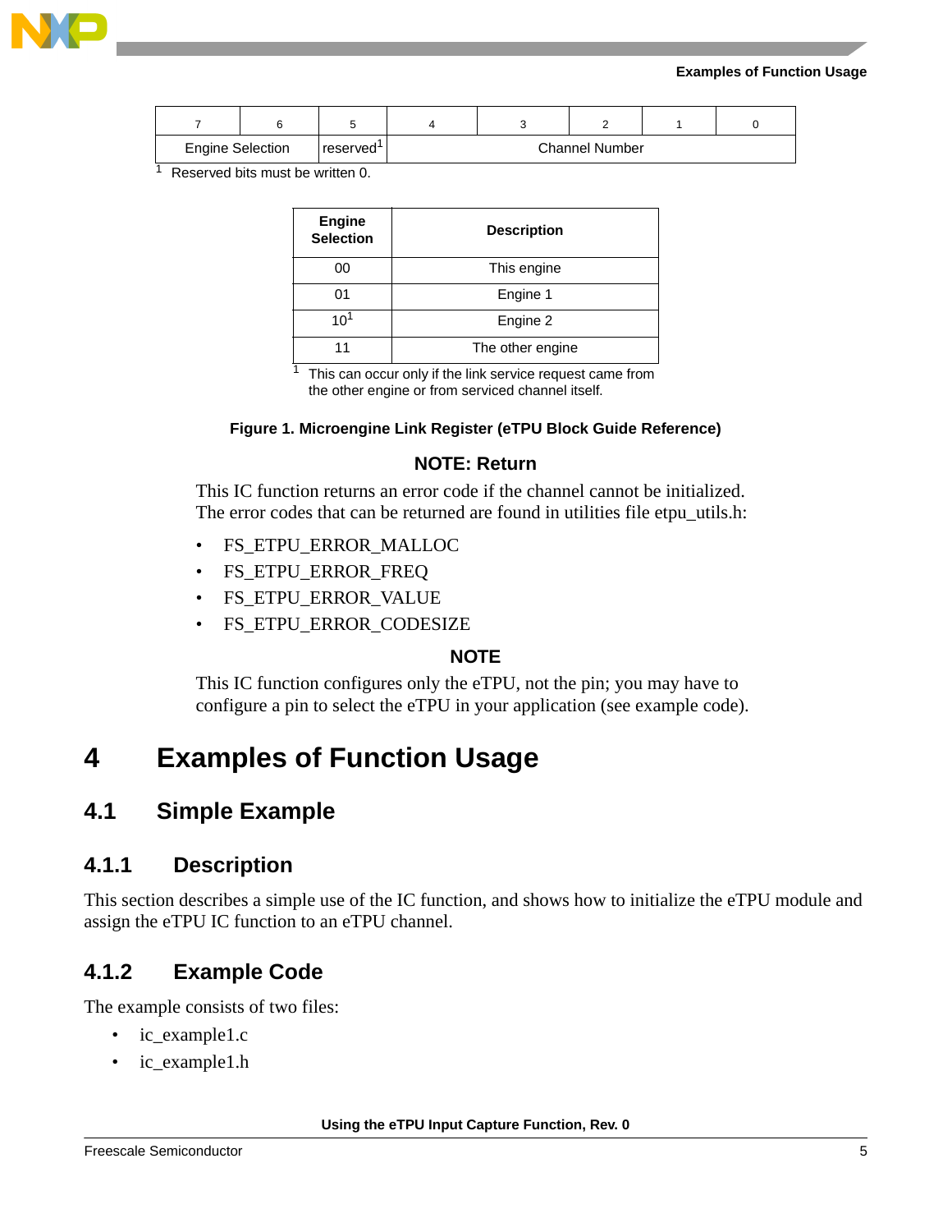| 7 | 6 | 5 | 4 | 3 | 2 | 1 | 0 |
|---|---|---|---|---|---|---|---|
| Engine Selection | | reserved[1] | Channel Number | | | | |

[1] Reserved bits must be written 0.

| Engine Selection | Description |
|---|---|
| 00 | This engine |
| 01 | Engine 1 |
| 10[1] | Engine 2 |
| 11 | The other engine |

[1] This can occur only if the link service request came from the other engine or from serviced channel itself.

**Figure 1. Microengine Link Register (eTPU Block Guide Reference)**

**NOTE: Return**

This IC function returns an error code if the channel cannot be initialized. The error codes that can be returned are found in utilities file etpu_utils.h:

- FS_ETPU_ERROR_MALLOC
- FS_ETPU_ERROR_FREQ
- FS_ETPU_ERROR_VALUE
- FS_ETPU_ERROR_CODESIZE

**NOTE**

This IC function configures only the eTPU, not the pin; you may have to configure a pin to select the eTPU in your application (see example code).

# 4 Examples of Function Usage

## 4.1 Simple Example

### 4.1.1 Description

This section describes a simple use of the IC function, and shows how to initialize the eTPU module and assign the eTPU IC function to an eTPU channel.

### 4.1.2 Example Code

The example consists of two files:

- ic_example1.c
- ic_example1.h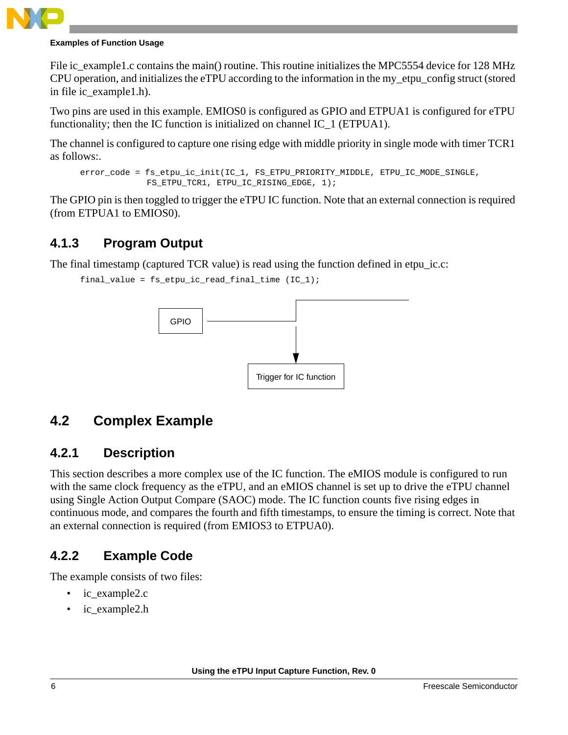File ic_example1.c contains the main() routine. This routine initializes the MPC5554 device for 128 MHz CPU operation, and initializes the eTPU according to the information in the my_etpu_config struct (stored in file ic_example1.h).

Two pins are used in this example. EMIOS0 is configured as GPIO and ETPUA1 is configured for eTPU functionality; then the IC function is initialized on channel IC_1 (ETPUA1).

The channel is configured to capture one rising edge with middle priority in single mode with timer TCR1 as follows:.

```
error_code = fs_etpu_ic_init(IC_1, FS_ETPU_PRIORITY_MIDDLE, ETPU_IC_MODE_SINGLE,
             FS_ETPU_TCR1, ETPU_IC_RISING_EDGE, 1);
```

The GPIO pin is then toggled to trigger the eTPU IC function. Note that an external connection is required (from ETPUA1 to EMIOS0).

### 4.1.3 Program Output

The final timestamp (captured TCR value) is read using the function defined in etpu_ic.c:

```
final_value = fs_etpu_ic_read_final_time (IC_1);
```

GPIO

Trigger for IC function

## 4.2 Complex Example

### 4.2.1 Description

This section describes a more complex use of the IC function. The eMIOS module is configured to run with the same clock frequency as the eTPU, and an eMIOS channel is set up to drive the eTPU channel using Single Action Output Compare (SAOC) mode. The IC function counts five rising edges in continuous mode, and compares the fourth and fifth timestamps, to ensure the timing is correct. Note that an external connection is required (from EMIOS3 to ETPUA0).

### 4.2.2 Example Code

The example consists of two files:

- ic_example2.c
- ic_example2.h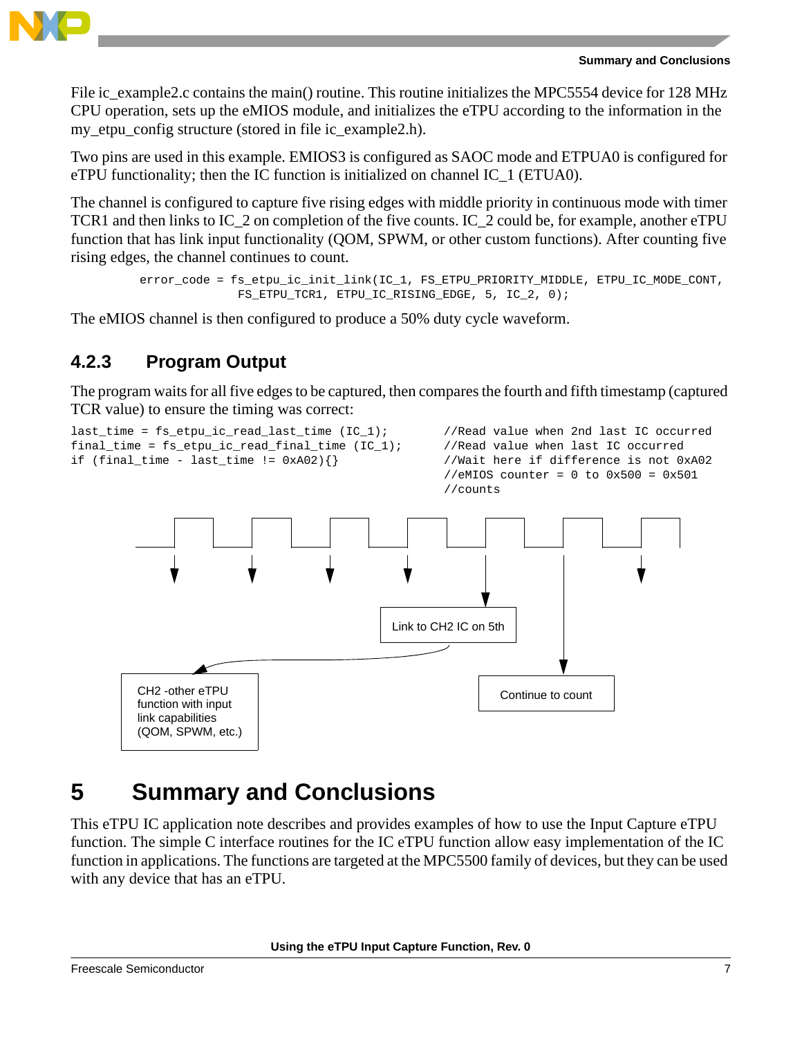File ic_example2.c contains the main() routine. This routine initializes the MPC5554 device for 128 MHz CPU operation, sets up the eMIOS module, and initializes the eTPU according to the information in the my_etpu_config structure (stored in file ic_example2.h).

Two pins are used in this example. EMIOS3 is configured as SAOC mode and ETPUA0 is configured for eTPU functionality; then the IC function is initialized on channel IC_1 (ETUA0).

The channel is configured to capture five rising edges with middle priority in continuous mode with timer TCR1 and then links to IC_2 on completion of the five counts. IC_2 could be, for example, another eTPU function that has link input functionality (QOM, SPWM, or other custom functions). After counting five rising edges, the channel continues to count.

```
error_code = fs_etpu_ic_init_link(IC_1, FS_ETPU_PRIORITY_MIDDLE, ETPU_IC_MODE_CONT,
              FS_ETPU_TCR1, ETPU_IC_RISING_EDGE, 5, IC_2, 0);
```

The eMIOS channel is then configured to produce a 50% duty cycle waveform.

### 4.2.3 Program Output

The program waits for all five edges to be captured, then compares the fourth and fifth timestamp (captured TCR value) to ensure the timing was correct:

```
last_time = fs_etpu_ic_read_last_time (IC_1);      //Read value when 2nd last IC occurred
final_time = fs_etpu_ic_read_final_time (IC_1);    //Read value when last IC occurred
if (final_time - last_time != 0xA02){}             //Wait here if difference is not 0xA02
                                                   //eMIOS counter = 0 to 0x500 = 0x501
                                                   //counts
```

Link to CH2 IC on 5th

CH2 -other eTPU function with input link capabilities (QOM, SPWM, etc.)

Continue to count

# 5 Summary and Conclusions

This eTPU IC application note describes and provides examples of how to use the Input Capture eTPU function. The simple C interface routines for the IC eTPU function allow easy implementation of the IC function in applications. The functions are targeted at the MPC5500 family of devices, but they can be used with any device that has an eTPU.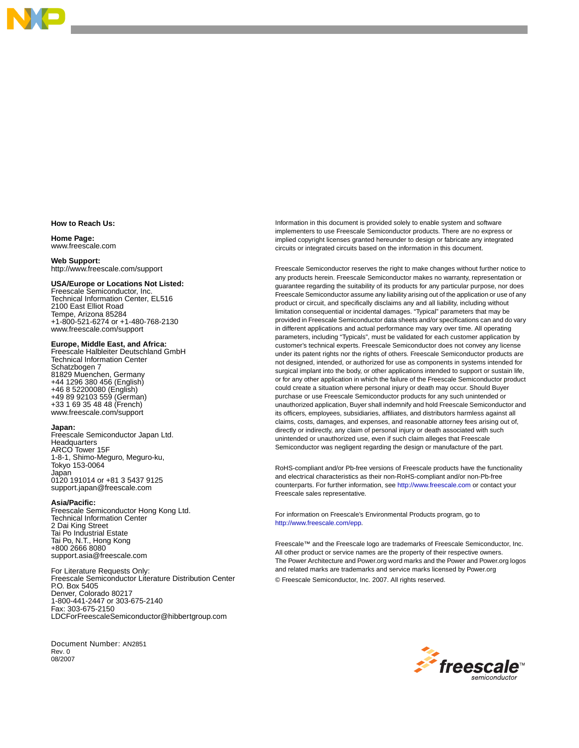**How to Reach Us:**

**Home Page:**
www.freescale.com

**Web Support:**
http://www.freescale.com/support

**USA/Europe or Locations Not Listed:**
Freescale Semiconductor, Inc.
Technical Information Center, EL516
2100 East Elliot Road
Tempe, Arizona 85284
+1-800-521-6274 or +1-480-768-2130
www.freescale.com/support

**Europe, Middle East, and Africa:**
Freescale Halbleiter Deutschland GmbH
Technical Information Center
Schatzbogen 7
81829 Muenchen, Germany
+44 1296 380 456 (English)
+46 8 52200080 (English)
+49 89 92103 559 (German)
+33 1 69 35 48 48 (French)
www.freescale.com/support

**Japan:**
Freescale Semiconductor Japan Ltd.
Headquarters
ARCO Tower 15F
1-8-1, Shimo-Meguro, Meguro-ku,
Tokyo 153-0064
Japan
0120 191014 or +81 3 5437 9125
support.japan@freescale.com

**Asia/Pacific:**
Freescale Semiconductor Hong Kong Ltd.
Technical Information Center
2 Dai King Street
Tai Po Industrial Estate
Tai Po, N.T., Hong Kong
+800 2666 8080
support.asia@freescale.com

For Literature Requests Only:
Freescale Semiconductor Literature Distribution Center
P.O. Box 5405
Denver, Colorado 80217
1-800-441-2447 or 303-675-2140
Fax: 303-675-2150
LDCForFreescaleSemiconductor@hibbertgroup.com

Information in this document is provided solely to enable system and software implementers to use Freescale Semiconductor products. There are no express or implied copyright licenses granted hereunder to design or fabricate any integrated circuits or integrated circuits based on the information in this document.

Freescale Semiconductor reserves the right to make changes without further notice to any products herein. Freescale Semiconductor makes no warranty, representation or guarantee regarding the suitability of its products for any particular purpose, nor does Freescale Semiconductor assume any liability arising out of the application or use of any product or circuit, and specifically disclaims any and all liability, including without limitation consequential or incidental damages. "Typical" parameters that may be provided in Freescale Semiconductor data sheets and/or specifications can and do vary in different applications and actual performance may vary over time. All operating parameters, including "Typicals", must be validated for each customer application by customer's technical experts. Freescale Semiconductor does not convey any license under its patent rights nor the rights of others. Freescale Semiconductor products are not designed, intended, or authorized for use as components in systems intended for surgical implant into the body, or other applications intended to support or sustain life, or for any other application in which the failure of the Freescale Semiconductor product could create a situation where personal injury or death may occur. Should Buyer purchase or use Freescale Semiconductor products for any such unintended or unauthorized application, Buyer shall indemnify and hold Freescale Semiconductor and its officers, employees, subsidiaries, affiliates, and distributors harmless against all claims, costs, damages, and expenses, and reasonable attorney fees arising out of, directly or indirectly, any claim of personal injury or death associated with such unintended or unauthorized use, even if such claim alleges that Freescale Semiconductor was negligent regarding the design or manufacture of the part.

RoHS-compliant and/or Pb-free versions of Freescale products have the functionality and electrical characteristics as their non-RoHS-compliant and/or non-Pb-free counterparts. For further information, see http://www.freescale.com or contact your Freescale sales representative.

For information on Freescale's Environmental Products program, go to http://www.freescale.com/epp.

Freescale™ and the Freescale logo are trademarks of Freescale Semiconductor, Inc. All other product or service names are the property of their respective owners. The Power Architecture and Power.org word marks and the Power and Power.org logos and related marks are trademarks and service marks licensed by Power.org
© Freescale Semiconductor, Inc. 2007. All rights reserved.

Document Number: AN2851
Rev. 0
08/2007